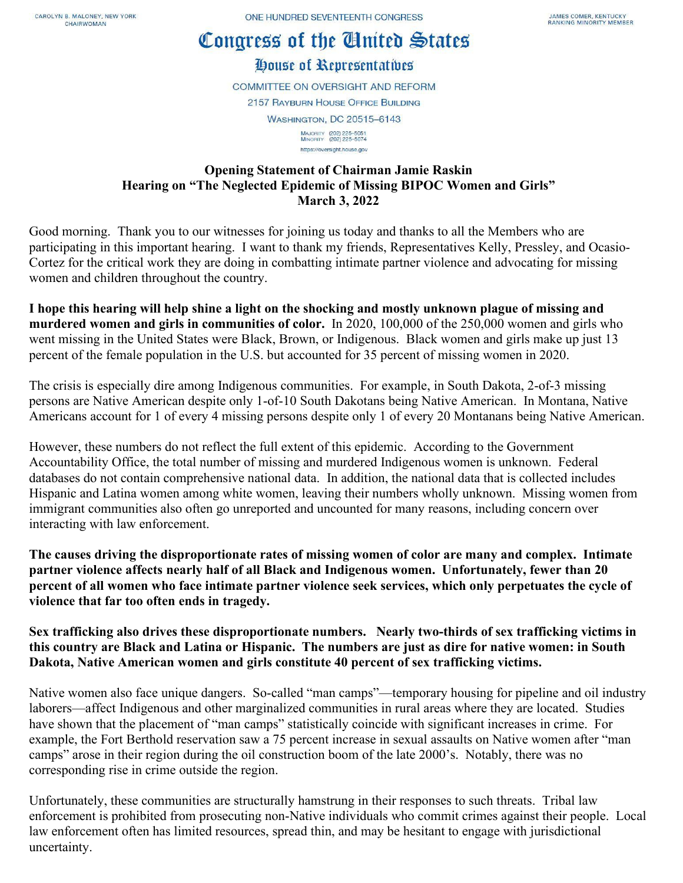CAROLYN B. MALONEY, NEW YORK
CHAIRWOMAN

ONE HUNDRED SEVENTEENTH CONGRESS

JAMES COMER, KENTUCKY
RANKING MINORITY MEMBER

# Congress of the United States

## House of Representatives

COMMITTEE ON OVERSIGHT AND REFORM

2157 RAYBURN HOUSE OFFICE BUILDING

WASHINGTON, DC 20515–6143

MAJORITY (202) 225–5051
MINORITY (202) 225–5074

https://oversight.house.gov

**Opening Statement of Chairman Jamie Raskin**
**Hearing on "The Neglected Epidemic of Missing BIPOC Women and Girls"**
**March 3, 2022**

Good morning. Thank you to our witnesses for joining us today and thanks to all the Members who are participating in this important hearing. I want to thank my friends, Representatives Kelly, Pressley, and Ocasio-Cortez for the critical work they are doing in combatting intimate partner violence and advocating for missing women and children throughout the country.

**I hope this hearing will help shine a light on the shocking and mostly unknown plague of missing and murdered women and girls in communities of color.** In 2020, 100,000 of the 250,000 women and girls who went missing in the United States were Black, Brown, or Indigenous. Black women and girls make up just 13 percent of the female population in the U.S. but accounted for 35 percent of missing women in 2020.

The crisis is especially dire among Indigenous communities. For example, in South Dakota, 2-of-3 missing persons are Native American despite only 1-of-10 South Dakotans being Native American. In Montana, Native Americans account for 1 of every 4 missing persons despite only 1 of every 20 Montanans being Native American.

However, these numbers do not reflect the full extent of this epidemic. According to the Government Accountability Office, the total number of missing and murdered Indigenous women is unknown. Federal databases do not contain comprehensive national data. In addition, the national data that is collected includes Hispanic and Latina women among white women, leaving their numbers wholly unknown. Missing women from immigrant communities also often go unreported and uncounted for many reasons, including concern over interacting with law enforcement.

**The causes driving the disproportionate rates of missing women of color are many and complex. Intimate partner violence affects nearly half of all Black and Indigenous women. Unfortunately, fewer than 20 percent of all women who face intimate partner violence seek services, which only perpetuates the cycle of violence that far too often ends in tragedy.**

**Sex trafficking also drives these disproportionate numbers. Nearly two-thirds of sex trafficking victims in this country are Black and Latina or Hispanic. The numbers are just as dire for native women: in South Dakota, Native American women and girls constitute 40 percent of sex trafficking victims.**

Native women also face unique dangers. So-called "man camps"—temporary housing for pipeline and oil industry laborers—affect Indigenous and other marginalized communities in rural areas where they are located. Studies have shown that the placement of "man camps" statistically coincide with significant increases in crime. For example, the Fort Berthold reservation saw a 75 percent increase in sexual assaults on Native women after "man camps" arose in their region during the oil construction boom of the late 2000's. Notably, there was no corresponding rise in crime outside the region.

Unfortunately, these communities are structurally hamstrung in their responses to such threats. Tribal law enforcement is prohibited from prosecuting non-Native individuals who commit crimes against their people. Local law enforcement often has limited resources, spread thin, and may be hesitant to engage with jurisdictional uncertainty.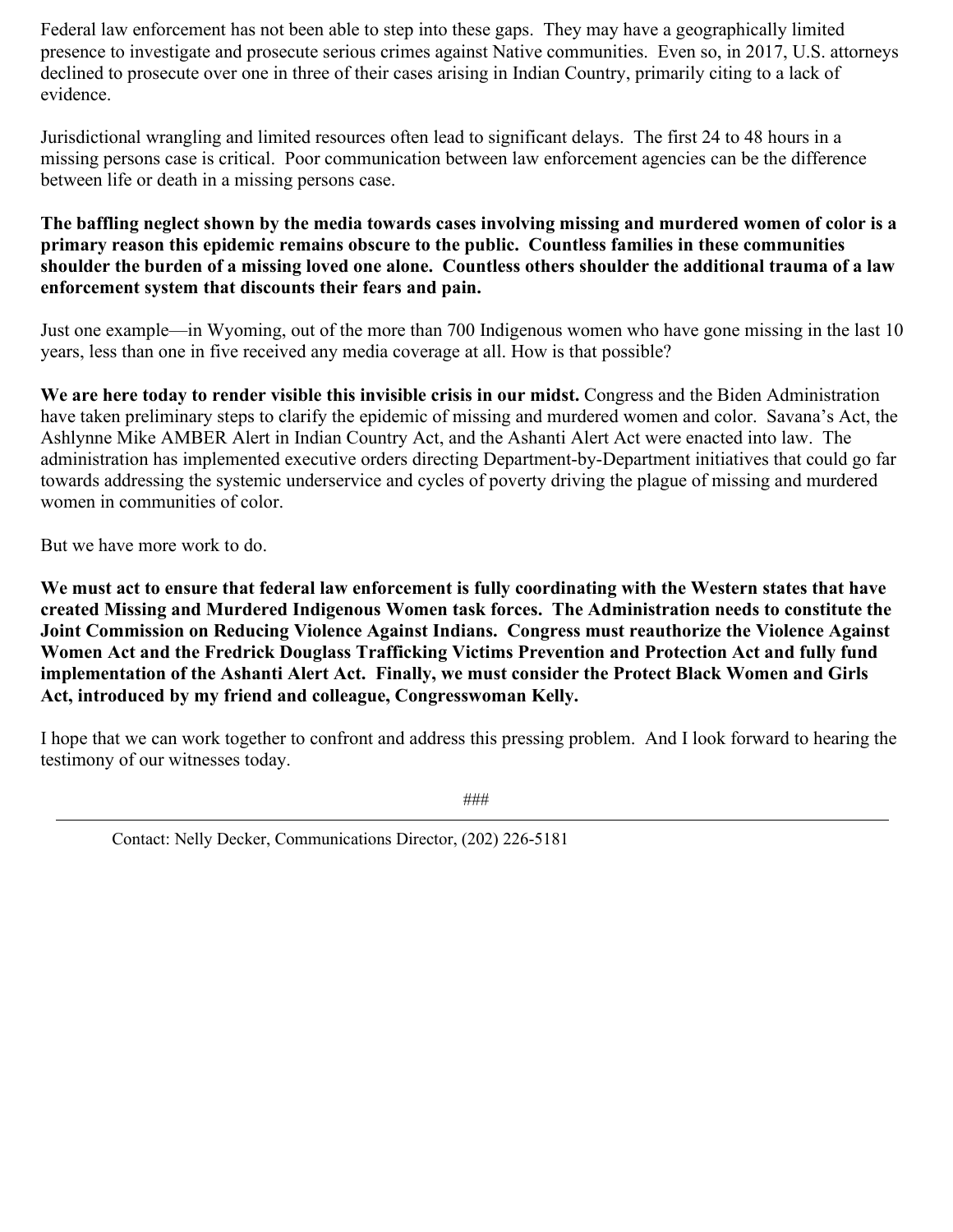Federal law enforcement has not been able to step into these gaps. They may have a geographically limited presence to investigate and prosecute serious crimes against Native communities. Even so, in 2017, U.S. attorneys declined to prosecute over one in three of their cases arising in Indian Country, primarily citing to a lack of evidence.

Jurisdictional wrangling and limited resources often lead to significant delays. The first 24 to 48 hours in a missing persons case is critical. Poor communication between law enforcement agencies can be the difference between life or death in a missing persons case.

**The baffling neglect shown by the media towards cases involving missing and murdered women of color is a primary reason this epidemic remains obscure to the public. Countless families in these communities shoulder the burden of a missing loved one alone. Countless others shoulder the additional trauma of a law enforcement system that discounts their fears and pain.**

Just one example—in Wyoming, out of the more than 700 Indigenous women who have gone missing in the last 10 years, less than one in five received any media coverage at all. How is that possible?

**We are here today to render visible this invisible crisis in our midst.** Congress and the Biden Administration have taken preliminary steps to clarify the epidemic of missing and murdered women and color. Savana's Act, the Ashlynne Mike AMBER Alert in Indian Country Act, and the Ashanti Alert Act were enacted into law. The administration has implemented executive orders directing Department-by-Department initiatives that could go far towards addressing the systemic underservice and cycles of poverty driving the plague of missing and murdered women in communities of color.

But we have more work to do.

**We must act to ensure that federal law enforcement is fully coordinating with the Western states that have created Missing and Murdered Indigenous Women task forces. The Administration needs to constitute the Joint Commission on Reducing Violence Against Indians. Congress must reauthorize the Violence Against Women Act and the Fredrick Douglass Trafficking Victims Prevention and Protection Act and fully fund implementation of the Ashanti Alert Act. Finally, we must consider the Protect Black Women and Girls Act, introduced by my friend and colleague, Congresswoman Kelly.**

I hope that we can work together to confront and address this pressing problem. And I look forward to hearing the testimony of our witnesses today.

###

Contact: Nelly Decker, Communications Director, (202) 226-5181